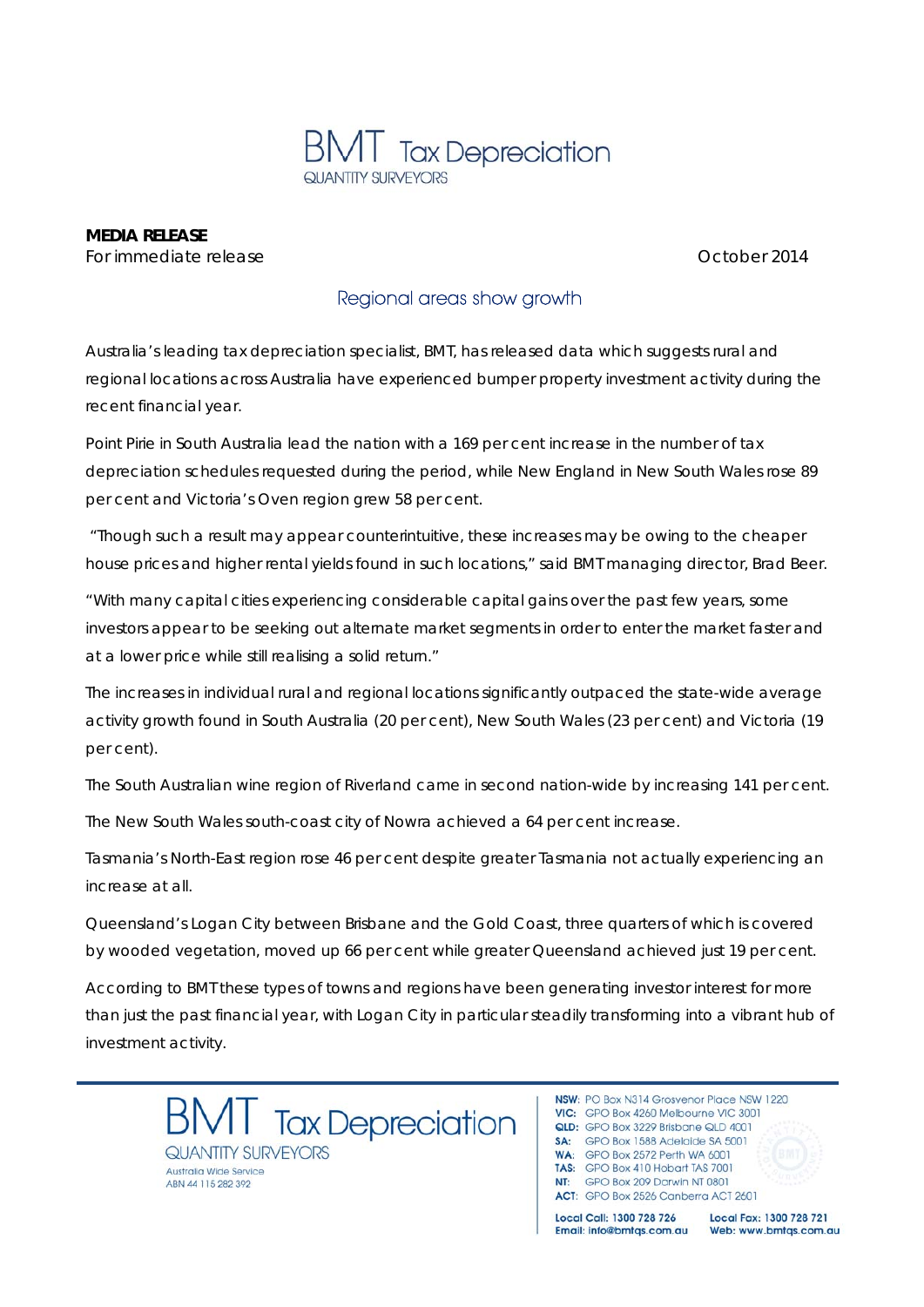BMT Tax Depreciation
QUANTITY SURVEYORS

**MEDIA RELEASE**

For immediate release

October 2014

## Regional areas show growth

Australia's leading tax depreciation specialist, BMT, has released data which suggests rural and regional locations across Australia have experienced bumper property investment activity during the recent financial year.

Point Pirie in South Australia lead the nation with a 169 per cent increase in the number of tax depreciation schedules requested during the period, while New England in New South Wales rose 89 per cent and Victoria's Oven region grew 58 per cent.

"Though such a result may appear counterintuitive, these increases may be owing to the cheaper house prices and higher rental yields found in such locations," said BMT managing director, Brad Beer.

"With many capital cities experiencing considerable capital gains over the past few years, some investors appear to be seeking out alternate market segments in order to enter the market faster and at a lower price while still realising a solid return."

The increases in individual rural and regional locations significantly outpaced the state-wide average activity growth found in South Australia (20 per cent), New South Wales (23 per cent) and Victoria (19 per cent).

The South Australian wine region of Riverland came in second nation-wide by increasing 141 per cent.

The New South Wales south-coast city of Nowra achieved a 64 per cent increase.

Tasmania's North-East region rose 46 per cent despite greater Tasmania not actually experiencing an increase at all.

Queensland's Logan City between Brisbane and the Gold Coast, three quarters of which is covered by wooded vegetation, moved up 66 per cent while greater Queensland achieved just 19 per cent.

According to BMT these types of towns and regions have been generating investor interest for more than just the past financial year, with Logan City in particular steadily transforming into a vibrant hub of investment activity.

BMT Tax Depreciation
QUANTITY SURVEYORS
Australia Wide Service
ABN 44 115 282 392

**NSW:** PO Box N314 Grosvenor Place NSW 1220
**VIC:** GPO Box 4260 Melbourne VIC 3001
**QLD:** GPO Box 3229 Brisbane QLD 4001
**SA:** GPO Box 1588 Adelaide SA 5001
**WA:** GPO Box 2572 Perth WA 6001
**TAS:** GPO Box 410 Hobart TAS 7001
**NT:** GPO Box 209 Darwin NT 0801
**ACT:** GPO Box 2526 Canberra ACT 2601

**Local Call: 1300 728 726** **Local Fax: 1300 728 721**
**Email: info@bmtqs.com.au** **Web: www.bmtqs.com.au**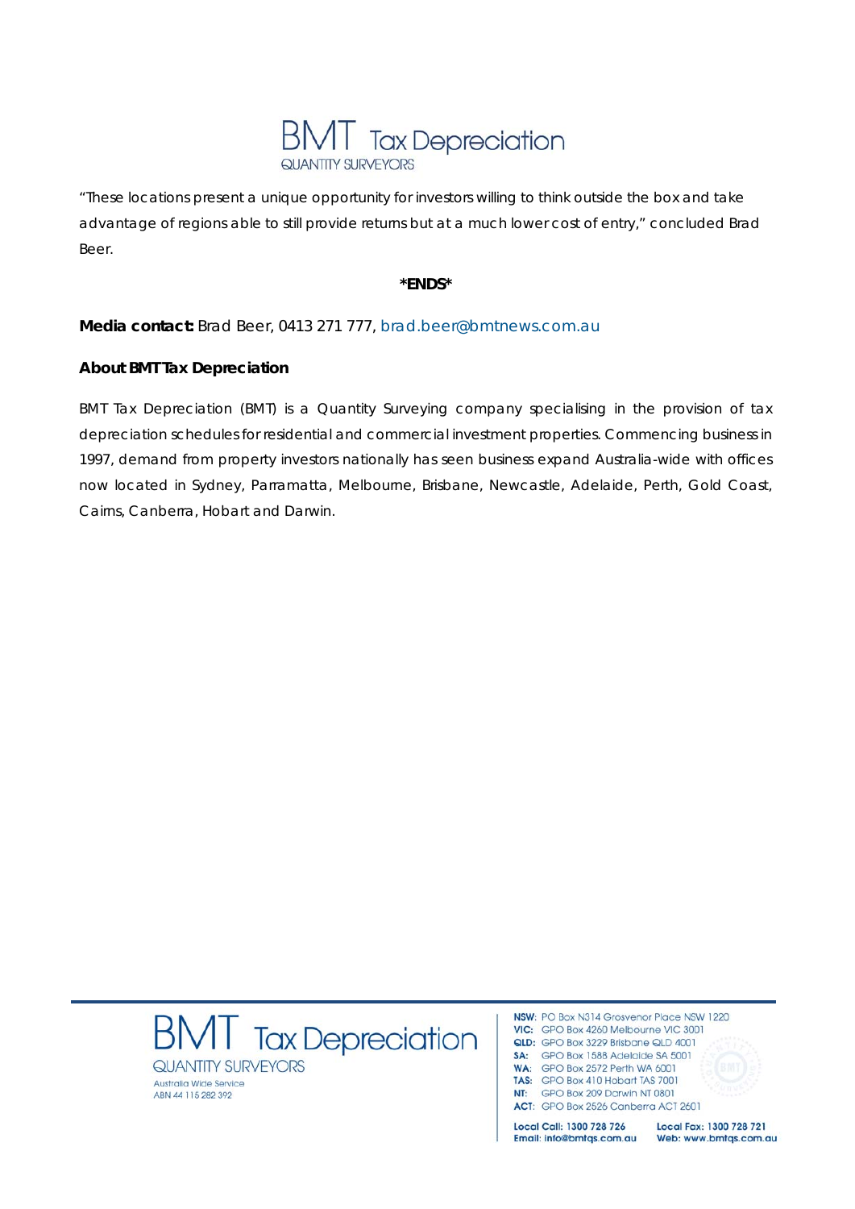"These locations present a unique opportunity for investors willing to think outside the box and take advantage of regions able to still provide returns but at a much lower cost of entry," concluded Brad Beer.

**\*ENDS\***

**Media contact:** Brad Beer, 0413 271 777, brad.beer@bmtnews.com.au

**About BMT Tax Depreciation**

BMT Tax Depreciation (BMT) is a Quantity Surveying company specialising in the provision of tax depreciation schedules for residential and commercial investment properties. Commencing business in 1997, demand from property investors nationally has seen business expand Australia-wide with offices now located in Sydney, Parramatta, Melbourne, Brisbane, Newcastle, Adelaide, Perth, Gold Coast, Cairns, Canberra, Hobart and Darwin.